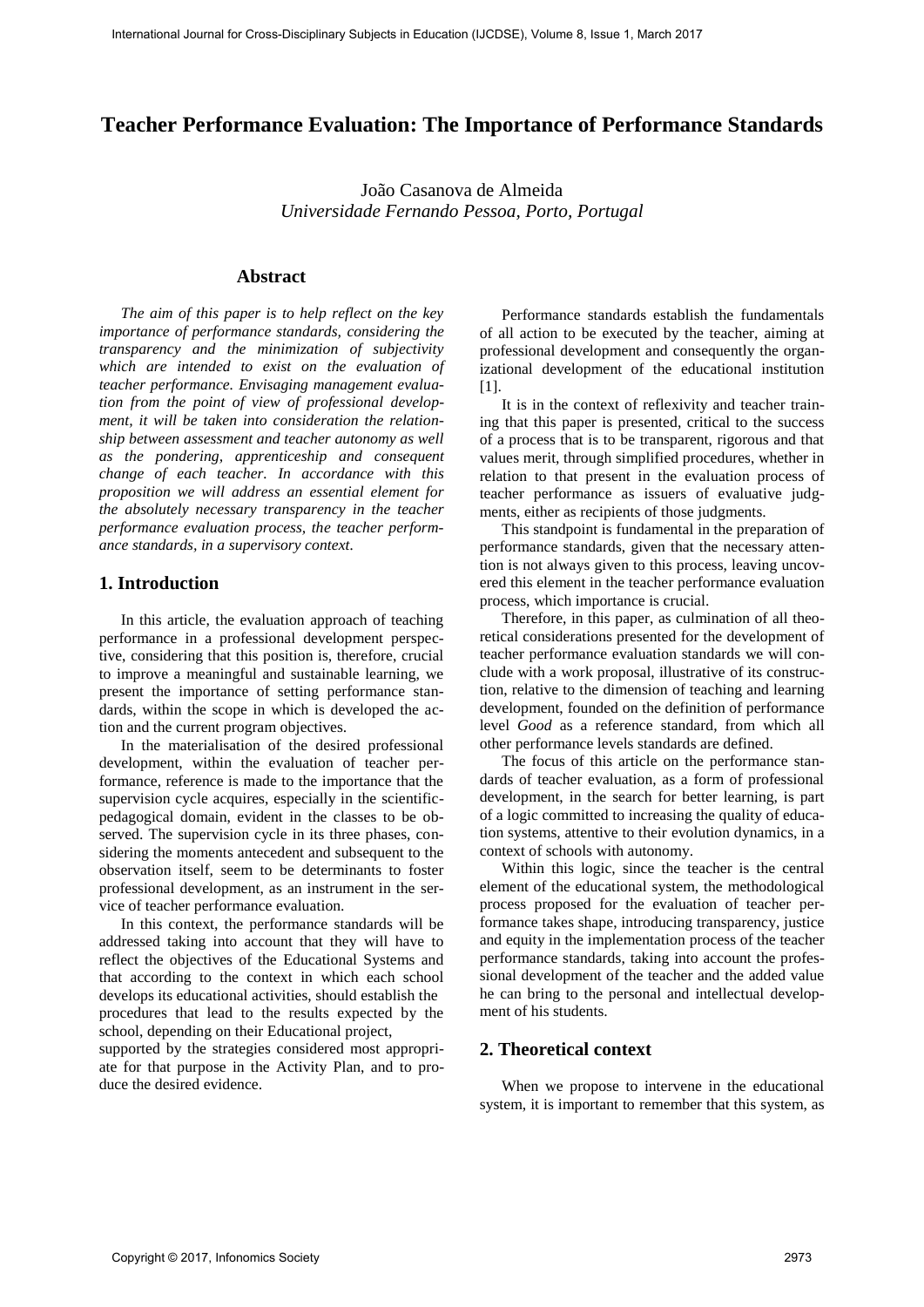# Teacher Performance Evaluation: The Importance of Performance Standards

João Casanova de Almeida
*Universidade Fernando Pessoa, Porto, Portugal*

## Abstract

*The aim of this paper is to help reflect on the key importance of performance standards, considering the transparency and the minimization of subjectivity which are intended to exist on the evaluation of teacher performance. Envisaging management evaluation from the point of view of professional development, it will be taken into consideration the relationship between assessment and teacher autonomy as well as the pondering, apprenticeship and consequent change of each teacher. In accordance with this proposition we will address an essential element for the absolutely necessary transparency in the teacher performance evaluation process, the teacher performance standards, in a supervisory context.*

## 1. Introduction

In this article, the evaluation approach of teaching performance in a professional development perspective, considering that this position is, therefore, crucial to improve a meaningful and sustainable learning, we present the importance of setting performance standards, within the scope in which is developed the action and the current program objectives.

In the materialisation of the desired professional development, within the evaluation of teacher performance, reference is made to the importance that the supervision cycle acquires, especially in the scientific-pedagogical domain, evident in the classes to be observed. The supervision cycle in its three phases, considering the moments antecedent and subsequent to the observation itself, seem to be determinants to foster professional development, as an instrument in the service of teacher performance evaluation.

In this context, the performance standards will be addressed taking into account that they will have to reflect the objectives of the Educational Systems and that according to the context in which each school develops its educational activities, should establish the procedures that lead to the results expected by the school, depending on their Educational project, supported by the strategies considered most appropriate for that purpose in the Activity Plan, and to produce the desired evidence.

Performance standards establish the fundamentals of all action to be executed by the teacher, aiming at professional development and consequently the organizational development of the educational institution [1].

It is in the context of reflexivity and teacher training that this paper is presented, critical to the success of a process that is to be transparent, rigorous and that values merit, through simplified procedures, whether in relation to that present in the evaluation process of teacher performance as issuers of evaluative judgments, either as recipients of those judgments.

This standpoint is fundamental in the preparation of performance standards, given that the necessary attention is not always given to this process, leaving uncovered this element in the teacher performance evaluation process, which importance is crucial.

Therefore, in this paper, as culmination of all theoretical considerations presented for the development of teacher performance evaluation standards we will conclude with a work proposal, illustrative of its construction, relative to the dimension of teaching and learning development, founded on the definition of performance level *Good* as a reference standard, from which all other performance levels standards are defined.

The focus of this article on the performance standards of teacher evaluation, as a form of professional development, in the search for better learning, is part of a logic committed to increasing the quality of education systems, attentive to their evolution dynamics, in a context of schools with autonomy.

Within this logic, since the teacher is the central element of the educational system, the methodological process proposed for the evaluation of teacher performance takes shape, introducing transparency, justice and equity in the implementation process of the teacher performance standards, taking into account the professional development of the teacher and the added value he can bring to the personal and intellectual development of his students.

## 2. Theoretical context

When we propose to intervene in the educational system, it is important to remember that this system, as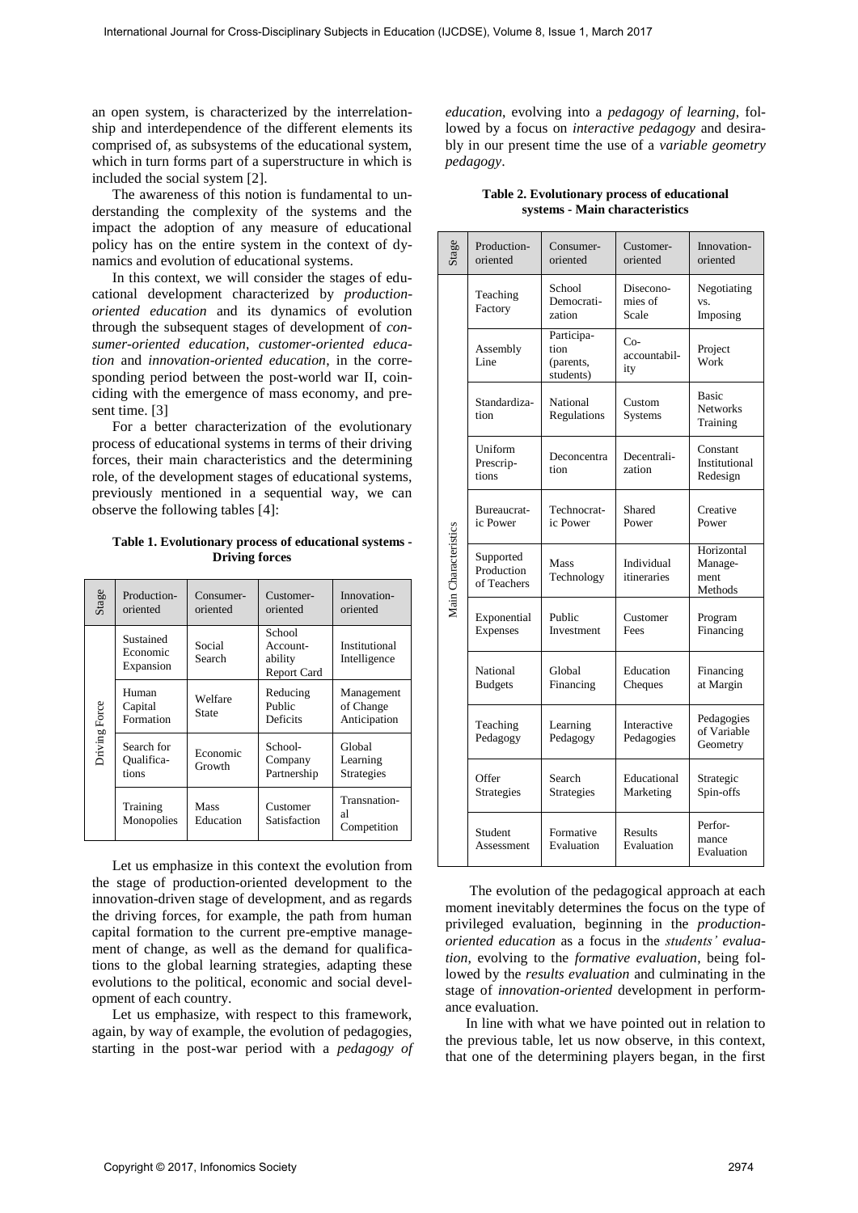an open system, is characterized by the interrelationship and interdependence of the different elements its comprised of, as subsystems of the educational system, which in turn forms part of a superstructure in which is included the social system [2].

The awareness of this notion is fundamental to understanding the complexity of the systems and the impact the adoption of any measure of educational policy has on the entire system in the context of dynamics and evolution of educational systems.

In this context, we will consider the stages of educational development characterized by *production-oriented education* and its dynamics of evolution through the subsequent stages of development of *consumer-oriented education*, *customer-oriented education* and *innovation-oriented education*, in the corresponding period between the post-world war II, coinciding with the emergence of mass economy, and present time. [3]

For a better characterization of the evolutionary process of educational systems in terms of their driving forces, their main characteristics and the determining role, of the development stages of educational systems, previously mentioned in a sequential way, we can observe the following tables [4]:

**Table 1. Evolutionary process of educational systems - Driving forces**

| Stage | Production-oriented | Consumer-oriented | Customer-oriented | Innovation-oriented |
|---|---|---|---|---|
| Driving Force | Sustained Economic Expansion | Social Search | School Accountability Report Card | Institutional Intelligence |
| | Human Capital Formation | Welfare State | Reducing Public Deficits | Management of Change Anticipation |
| | Search for Qualifications | Economic Growth | School-Company Partnership | Global Learning Strategies |
| | Training Monopolies | Mass Education | Customer Satisfaction | Transnational Competition |

Let us emphasize in this context the evolution from the stage of production-oriented development to the innovation-driven stage of development, and as regards the driving forces, for example, the path from human capital formation to the current pre-emptive management of change, as well as the demand for qualifications to the global learning strategies, adapting these evolutions to the political, economic and social development of each country.

Let us emphasize, with respect to this framework, again, by way of example, the evolution of pedagogies, starting in the post-war period with a *pedagogy of education*, evolving into a *pedagogy of learning*, followed by a focus on *interactive pedagogy* and desirably in our present time the use of a *variable geometry pedagogy*.

**Table 2. Evolutionary process of educational systems - Main characteristics**

| Stage | Production-oriented | Consumer-oriented | Customer-oriented | Innovation-oriented |
|---|---|---|---|---|
| Main Characteristics | Teaching Factory | School Democratization | Diseconomies of Scale | Negotiating vs. Imposing |
| | Assembly Line | Participation (parents, students) | Co-accountability | Project Work |
| | Standardization | National Regulations | Custom Systems | Basic Networks Training |
| | Uniform Prescriptions | Deconcentration | Decentralization | Constant Institutional Redesign |
| | Bureaucratic Power | Technocratic Power | Shared Power | Creative Power |
| | Supported Production of Teachers | Mass Technology | Individual itineraries | Horizontal Management Methods |
| | Exponential Expenses | Public Investment | Customer Fees | Program Financing |
| | National Budgets | Global Financing | Education Cheques | Financing at Margin |
| | Teaching Pedagogy | Learning Pedagogy | Interactive Pedagogies | Pedagogies of Variable Geometry |
| | Offer Strategies | Search Strategies | Educational Marketing | Strategic Spin-offs |
| | Student Assessment | Formative Evaluation | Results Evaluation | Performance Evaluation |

The evolution of the pedagogical approach at each moment inevitably determines the focus on the type of privileged evaluation, beginning in the *production-oriented education* as a focus in the *students' evaluation*, evolving to the *formative evaluation*, being followed by the *results evaluation* and culminating in the stage of *innovation-oriented* development in performance evaluation.

In line with what we have pointed out in relation to the previous table, let us now observe, in this context, that one of the determining players began, in the first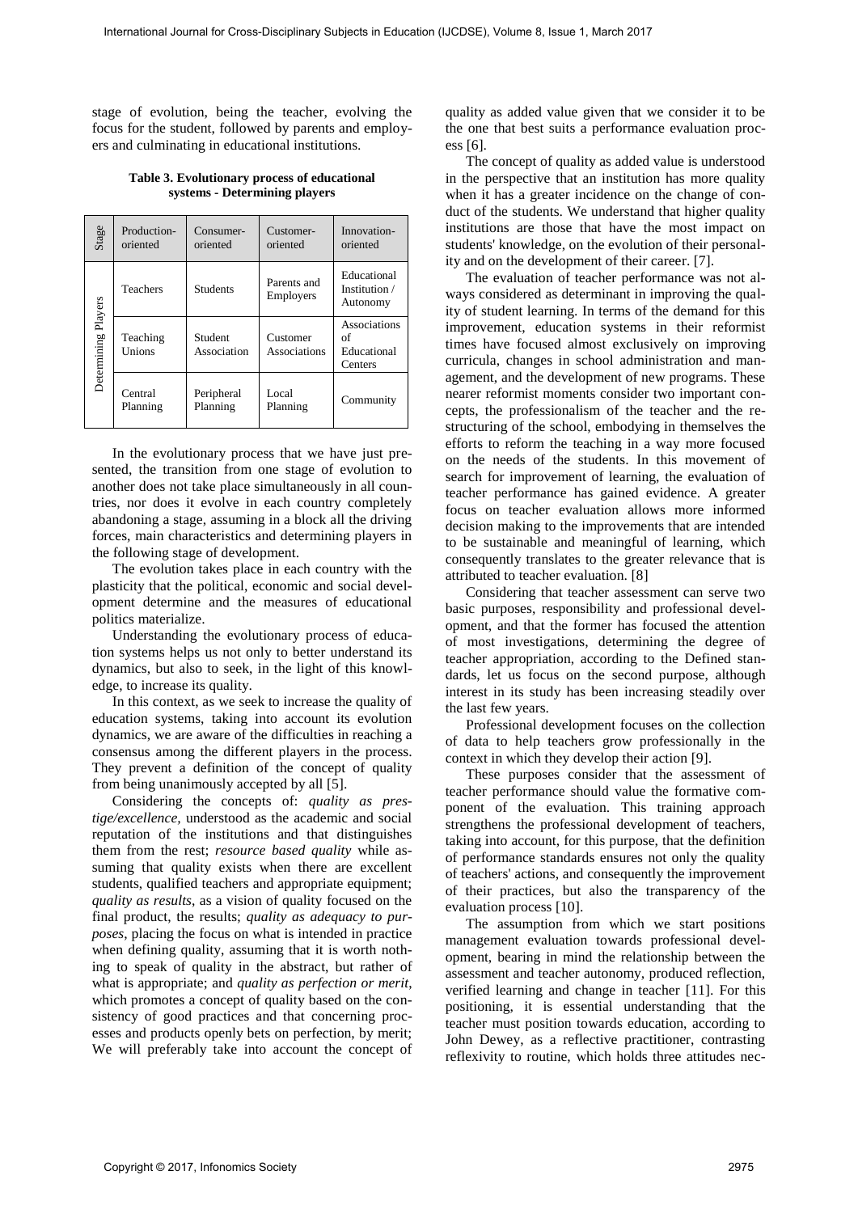stage of evolution, being the teacher, evolving the focus for the student, followed by parents and employers and culminating in educational institutions.

**Table 3. Evolutionary process of educational systems - Determining players**

| Stage | Production-oriented | Consumer-oriented | Customer-oriented | Innovation-oriented |
|---|---|---|---|---|
| Determining Players | Teachers | Students | Parents and Employers | Educational Institution / Autonomy |
| | Teaching Unions | Student Association | Customer Associations | Associations of Educational Centers |
| | Central Planning | Peripheral Planning | Local Planning | Community |

In the evolutionary process that we have just presented, the transition from one stage of evolution to another does not take place simultaneously in all countries, nor does it evolve in each country completely abandoning a stage, assuming in a block all the driving forces, main characteristics and determining players in the following stage of development.

The evolution takes place in each country with the plasticity that the political, economic and social development determine and the measures of educational politics materialize.

Understanding the evolutionary process of education systems helps us not only to better understand its dynamics, but also to seek, in the light of this knowledge, to increase its quality.

In this context, as we seek to increase the quality of education systems, taking into account its evolution dynamics, we are aware of the difficulties in reaching a consensus among the different players in the process. They prevent a definition of the concept of quality from being unanimously accepted by all [5].

Considering the concepts of: *quality as prestige/excellence*, understood as the academic and social reputation of the institutions and that distinguishes them from the rest; *resource based quality* while assuming that quality exists when there are excellent students, qualified teachers and appropriate equipment; *quality as results*, as a vision of quality focused on the final product, the results; *quality as adequacy to purposes*, placing the focus on what is intended in practice when defining quality, assuming that it is worth nothing to speak of quality in the abstract, but rather of what is appropriate; and *quality as perfection or merit*, which promotes a concept of quality based on the consistency of good practices and that concerning processes and products openly bets on perfection, by merit; We will preferably take into account the concept of quality as added value given that we consider it to be the one that best suits a performance evaluation process [6].

The concept of quality as added value is understood in the perspective that an institution has more quality when it has a greater incidence on the change of conduct of the students. We understand that higher quality institutions are those that have the most impact on students' knowledge, on the evolution of their personality and on the development of their career. [7].

The evaluation of teacher performance was not always considered as determinant in improving the quality of student learning. In terms of the demand for this improvement, education systems in their reformist times have focused almost exclusively on improving curricula, changes in school administration and management, and the development of new programs. These nearer reformist moments consider two important concepts, the professionalism of the teacher and the restructuring of the school, embodying in themselves the efforts to reform the teaching in a way more focused on the needs of the students. In this movement of search for improvement of learning, the evaluation of teacher performance has gained evidence. A greater focus on teacher evaluation allows more informed decision making to the improvements that are intended to be sustainable and meaningful of learning, which consequently translates to the greater relevance that is attributed to teacher evaluation. [8]

Considering that teacher assessment can serve two basic purposes, responsibility and professional development, and that the former has focused the attention of most investigations, determining the degree of teacher appropriation, according to the Defined standards, let us focus on the second purpose, although interest in its study has been increasing steadily over the last few years.

Professional development focuses on the collection of data to help teachers grow professionally in the context in which they develop their action [9].

These purposes consider that the assessment of teacher performance should value the formative component of the evaluation. This training approach strengthens the professional development of teachers, taking into account, for this purpose, that the definition of performance standards ensures not only the quality of teachers' actions, and consequently the improvement of their practices, but also the transparency of the evaluation process [10].

The assumption from which we start positions management evaluation towards professional development, bearing in mind the relationship between the assessment and teacher autonomy, produced reflection, verified learning and change in teacher [11]. For this positioning, it is essential understanding that the teacher must position towards education, according to John Dewey, as a reflective practitioner, contrasting reflexivity to routine, which holds three attitudes nec-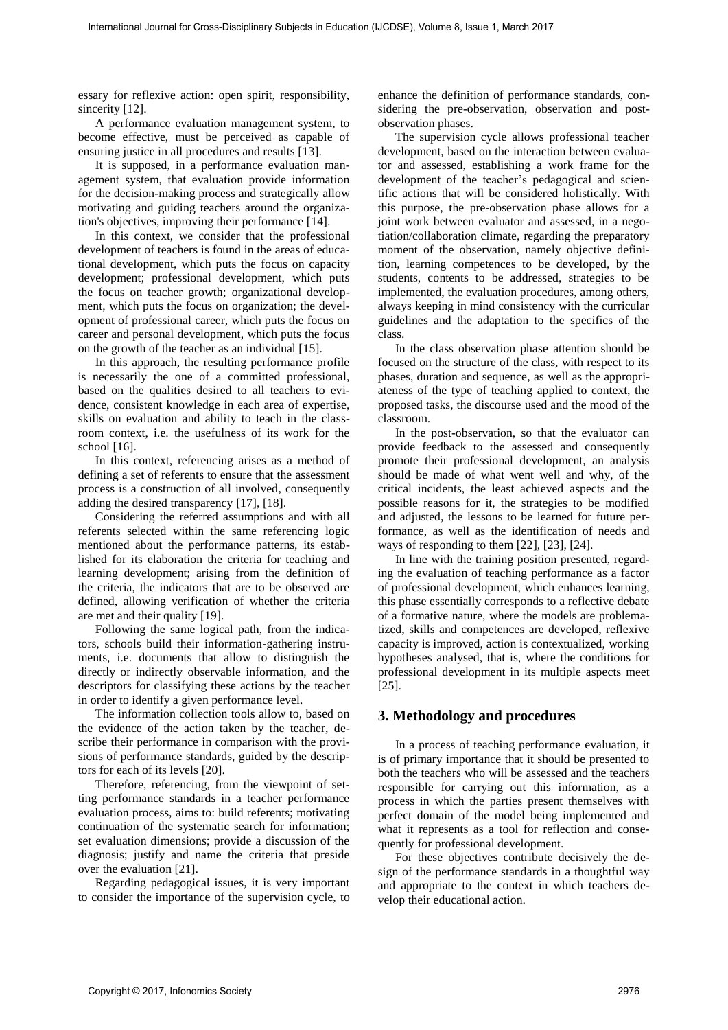essary for reflexive action: open spirit, responsibility, sincerity [12].

A performance evaluation management system, to become effective, must be perceived as capable of ensuring justice in all procedures and results [13].

It is supposed, in a performance evaluation management system, that evaluation provide information for the decision-making process and strategically allow motivating and guiding teachers around the organization's objectives, improving their performance [14].

In this context, we consider that the professional development of teachers is found in the areas of educational development, which puts the focus on capacity development; professional development, which puts the focus on teacher growth; organizational development, which puts the focus on organization; the development of professional career, which puts the focus on career and personal development, which puts the focus on the growth of the teacher as an individual [15].

In this approach, the resulting performance profile is necessarily the one of a committed professional, based on the qualities desired to all teachers to evidence, consistent knowledge in each area of expertise, skills on evaluation and ability to teach in the classroom context, i.e. the usefulness of its work for the school [16].

In this context, referencing arises as a method of defining a set of referents to ensure that the assessment process is a construction of all involved, consequently adding the desired transparency [17], [18].

Considering the referred assumptions and with all referents selected within the same referencing logic mentioned about the performance patterns, its established for its elaboration the criteria for teaching and learning development; arising from the definition of the criteria, the indicators that are to be observed are defined, allowing verification of whether the criteria are met and their quality [19].

Following the same logical path, from the indicators, schools build their information-gathering instruments, i.e. documents that allow to distinguish the directly or indirectly observable information, and the descriptors for classifying these actions by the teacher in order to identify a given performance level.

The information collection tools allow to, based on the evidence of the action taken by the teacher, describe their performance in comparison with the provisions of performance standards, guided by the descriptors for each of its levels [20].

Therefore, referencing, from the viewpoint of setting performance standards in a teacher performance evaluation process, aims to: build referents; motivating continuation of the systematic search for information; set evaluation dimensions; provide a discussion of the diagnosis; justify and name the criteria that preside over the evaluation [21].

Regarding pedagogical issues, it is very important to consider the importance of the supervision cycle, to enhance the definition of performance standards, considering the pre-observation, observation and post-observation phases.

The supervision cycle allows professional teacher development, based on the interaction between evaluator and assessed, establishing a work frame for the development of the teacher's pedagogical and scientific actions that will be considered holistically. With this purpose, the pre-observation phase allows for a joint work between evaluator and assessed, in a negotiation/collaboration climate, regarding the preparatory moment of the observation, namely objective definition, learning competences to be developed, by the students, contents to be addressed, strategies to be implemented, the evaluation procedures, among others, always keeping in mind consistency with the curricular guidelines and the adaptation to the specifics of the class.

In the class observation phase attention should be focused on the structure of the class, with respect to its phases, duration and sequence, as well as the appropriateness of the type of teaching applied to context, the proposed tasks, the discourse used and the mood of the classroom.

In the post-observation, so that the evaluator can provide feedback to the assessed and consequently promote their professional development, an analysis should be made of what went well and why, of the critical incidents, the least achieved aspects and the possible reasons for it, the strategies to be modified and adjusted, the lessons to be learned for future performance, as well as the identification of needs and ways of responding to them [22], [23], [24].

In line with the training position presented, regarding the evaluation of teaching performance as a factor of professional development, which enhances learning, this phase essentially corresponds to a reflective debate of a formative nature, where the models are problematized, skills and competences are developed, reflexive capacity is improved, action is contextualized, working hypotheses analysed, that is, where the conditions for professional development in its multiple aspects meet [25].

## 3. Methodology and procedures

In a process of teaching performance evaluation, it is of primary importance that it should be presented to both the teachers who will be assessed and the teachers responsible for carrying out this information, as a process in which the parties present themselves with perfect domain of the model being implemented and what it represents as a tool for reflection and consequently for professional development.

For these objectives contribute decisively the design of the performance standards in a thoughtful way and appropriate to the context in which teachers develop their educational action.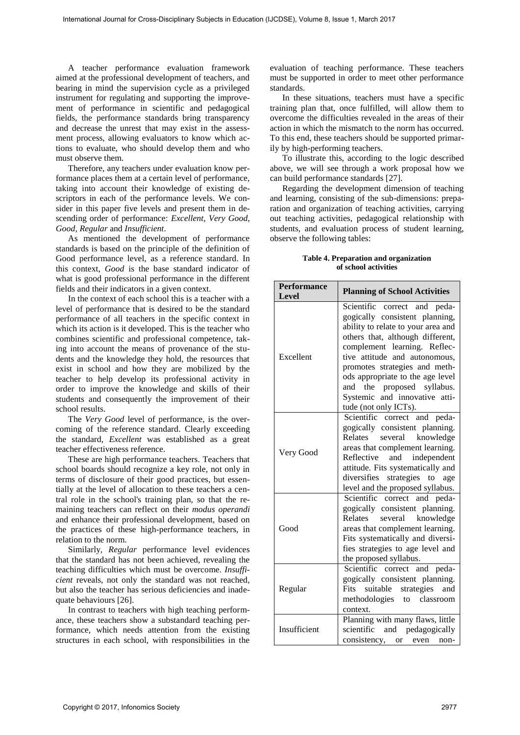A teacher performance evaluation framework aimed at the professional development of teachers, and bearing in mind the supervision cycle as a privileged instrument for regulating and supporting the improvement of performance in scientific and pedagogical fields, the performance standards bring transparency and decrease the unrest that may exist in the assessment process, allowing evaluators to know which actions to evaluate, who should develop them and who must observe them.

Therefore, any teachers under evaluation know performance places them at a certain level of performance, taking into account their knowledge of existing descriptors in each of the performance levels. We consider in this paper five levels and present them in descending order of performance: *Excellent*, *Very Good*, *Good*, *Regular* and *Insufficient*.

As mentioned the development of performance standards is based on the principle of the definition of Good performance level, as a reference standard. In this context, *Good* is the base standard indicator of what is good professional performance in the different fields and their indicators in a given context.

In the context of each school this is a teacher with a level of performance that is desired to be the standard performance of all teachers in the specific context in which its action is it developed. This is the teacher who combines scientific and professional competence, taking into account the means of provenance of the students and the knowledge they hold, the resources that exist in school and how they are mobilized by the teacher to help develop its professional activity in order to improve the knowledge and skills of their students and consequently the improvement of their school results.

The *Very Good* level of performance, is the overcoming of the reference standard. Clearly exceeding the standard, *Excellent* was established as a great teacher effectiveness reference.

These are high performance teachers. Teachers that school boards should recognize a key role, not only in terms of disclosure of their good practices, but essentially at the level of allocation to these teachers a central role in the school's training plan, so that the remaining teachers can reflect on their *modus operandi* and enhance their professional development, based on the practices of these high-performance teachers, in relation to the norm.

Similarly, *Regular* performance level evidences that the standard has not been achieved, revealing the teaching difficulties which must be overcome. *Insufficient* reveals, not only the standard was not reached, but also the teacher has serious deficiencies and inadequate behaviours [26].

In contrast to teachers with high teaching performance, these teachers show a substandard teaching performance, which needs attention from the existing structures in each school, with responsibilities in the evaluation of teaching performance. These teachers must be supported in order to meet other performance standards.

In these situations, teachers must have a specific training plan that, once fulfilled, will allow them to overcome the difficulties revealed in the areas of their action in which the mismatch to the norm has occurred. To this end, these teachers should be supported primarily by high-performing teachers.

To illustrate this, according to the logic described above, we will see through a work proposal how we can build performance standards [27].

Regarding the development dimension of teaching and learning, consisting of the sub-dimensions: preparation and organization of teaching activities, carrying out teaching activities, pedagogical relationship with students, and evaluation process of student learning, observe the following tables:

**Table 4. Preparation and organization of school activities**

| Performance Level | Planning of School Activities |
|---|---|
| Excellent | Scientific correct and pedagogically consistent planning, ability to relate to your area and others that, although different, complement learning. Reflective attitude and autonomous, promotes strategies and methods appropriate to the age level and the proposed syllabus. Systemic and innovative attitude (not only ICTs). |
| Very Good | Scientific correct and pedagogically consistent planning. Relates several knowledge areas that complement learning. Reflective and independent attitude. Fits systematically and diversifies strategies to age level and the proposed syllabus. |
| Good | Scientific correct and pedagogically consistent planning. Relates several knowledge areas that complement learning. Fits systematically and diversifies strategies to age level and the proposed syllabus. |
| Regular | Scientific correct and pedagogically consistent planning. Fits suitable strategies and methodologies to classroom context. |
| Insufficient | Planning with many flaws, little scientific and pedagogically consistency, or even non- |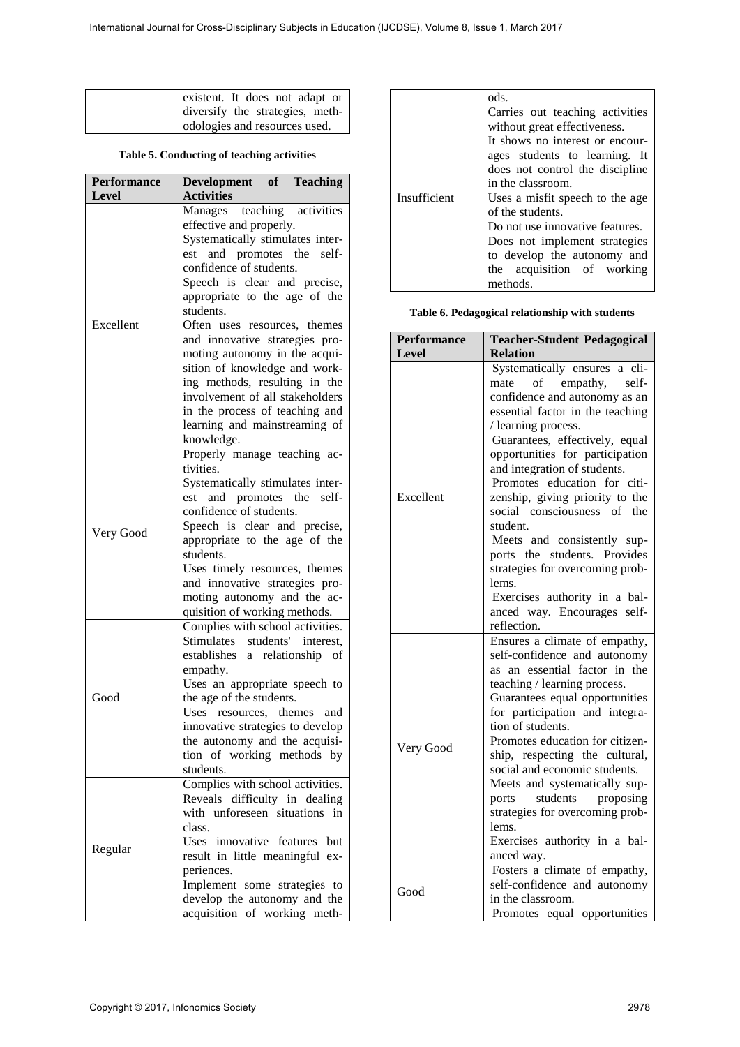| | existent. It does not adapt or diversify the strategies, methodologies and resources used. |
|---|---|

**Table 5. Conducting of teaching activities**

| Performance Level | Development of Teaching Activities |
|---|---|
| Excellent | Manages teaching activities effective and properly. Systematically stimulates interest and promotes the self-confidence of students. Speech is clear and precise, appropriate to the age of the students. Often uses resources, themes and innovative strategies promoting autonomy in the acquisition of knowledge and working methods, resulting in the involvement of all stakeholders in the process of teaching and learning and mainstreaming of knowledge. |
| Very Good | Properly manage teaching activities. Systematically stimulates interest and promotes the self-confidence of students. Speech is clear and precise, appropriate to the age of the students. Uses timely resources, themes and innovative strategies promoting autonomy and the acquisition of working methods. |
| Good | Complies with school activities. Stimulates students' interest, establishes a relationship of empathy. Uses an appropriate speech to the age of the students. Uses resources, themes and innovative strategies to develop the autonomy and the acquisition of working methods by students. |
| Regular | Complies with school activities. Reveals difficulty in dealing with unforeseen situations in class. Uses innovative features but result in little meaningful experiences. Implement some strategies to develop the autonomy and the acquisition of working methods. |
| Insufficient | Carries out teaching activities without great effectiveness. It shows no interest or encourages students to learning. It does not control the discipline in the classroom. Uses a misfit speech to the age of the students. Do not use innovative features. Does not implement strategies to develop the autonomy and the acquisition of working methods. |

**Table 6. Pedagogical relationship with students**

| Performance Level | Teacher-Student Pedagogical Relation |
|---|---|
| Excellent | Systematically ensures a climate of empathy, self-confidence and autonomy as an essential factor in the teaching / learning process. Guarantees, effectively, equal opportunities for participation and integration of students. Promotes education for citizenship, giving priority to the social consciousness of the student. Meets and consistently supports the students. Provides strategies for overcoming problems. Exercises authority in a balanced way. Encourages self-reflection. |
| Very Good | Ensures a climate of empathy, self-confidence and autonomy as an essential factor in the teaching / learning process. Guarantees equal opportunities for participation and integration of students. Promotes education for citizenship, respecting the cultural, social and economic students. Meets and systematically supports students proposing strategies for overcoming problems. Exercises authority in a balanced way. |
| Good | Fosters a climate of empathy, self-confidence and autonomy in the classroom. Promotes equal opportunities |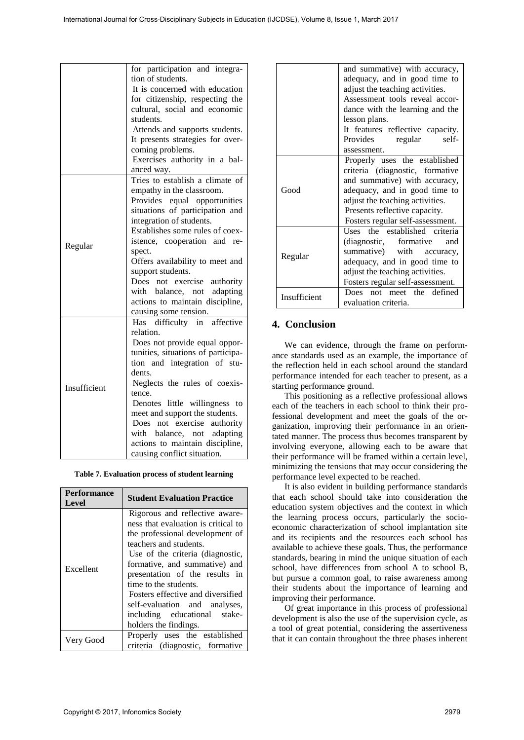| | |
|---|---|
| | for participation and integration of students. It is concerned with education for citizenship, respecting the cultural, social and economic students. Attends and supports students. It presents strategies for overcoming problems. Exercises authority in a balanced way. |
| Regular | Tries to establish a climate of empathy in the classroom. Provides equal opportunities situations of participation and integration of students. Establishes some rules of coexistence, cooperation and respect. Offers availability to meet and support students. Does not exercise authority with balance, not adapting actions to maintain discipline, causing some tension. |
| Insufficient | Has difficulty in affective relation. Does not provide equal opportunities, situations of participation and integration of students. Neglects the rules of coexistence. Denotes little willingness to meet and support the students. Does not exercise authority with balance, not adapting actions to maintain discipline, causing conflict situation. |

**Table 7. Evaluation process of student learning**

| Performance Level | Student Evaluation Practice |
|---|---|
| Excellent | Rigorous and reflective awareness that evaluation is critical to the professional development of teachers and students. Use of the criteria (diagnostic, formative, and summative) and presentation of the results in time to the students. Fosters effective and diversified self-evaluation and analyses, including educational stakeholders the findings. |
| Very Good | Properly uses the established criteria (diagnostic, formative and summative) with accuracy, adequacy, and in good time to adjust the teaching activities. Assessment tools reveal accordance with the learning and the lesson plans. It features reflective capacity. Provides regular self-assessment. |
| Good | Properly uses the established criteria (diagnostic, formative and summative) with accuracy, adequacy, and in good time to adjust the teaching activities. Presents reflective capacity. Fosters regular self-assessment. |
| Regular | Uses the established criteria (diagnostic, formative and summative) with accuracy, adequacy, and in good time to adjust the teaching activities. Fosters regular self-assessment. |
| Insufficient | Does not meet the defined evaluation criteria. |

## 4. Conclusion

We can evidence, through the frame on performance standards used as an example, the importance of the reflection held in each school around the standard performance intended for each teacher to present, as a starting performance ground.

This positioning as a reflective professional allows each of the teachers in each school to think their professional development and meet the goals of the organization, improving their performance in an orientated manner. The process thus becomes transparent by involving everyone, allowing each to be aware that their performance will be framed within a certain level, minimizing the tensions that may occur considering the performance level expected to be reached.

It is also evident in building performance standards that each school should take into consideration the education system objectives and the context in which the learning process occurs, particularly the socio-economic characterization of school implantation site and its recipients and the resources each school has available to achieve these goals. Thus, the performance standards, bearing in mind the unique situation of each school, have differences from school A to school B, but pursue a common goal, to raise awareness among their students about the importance of learning and improving their performance.

Of great importance in this process of professional development is also the use of the supervision cycle, as a tool of great potential, considering the assertiveness that it can contain throughout the three phases inherent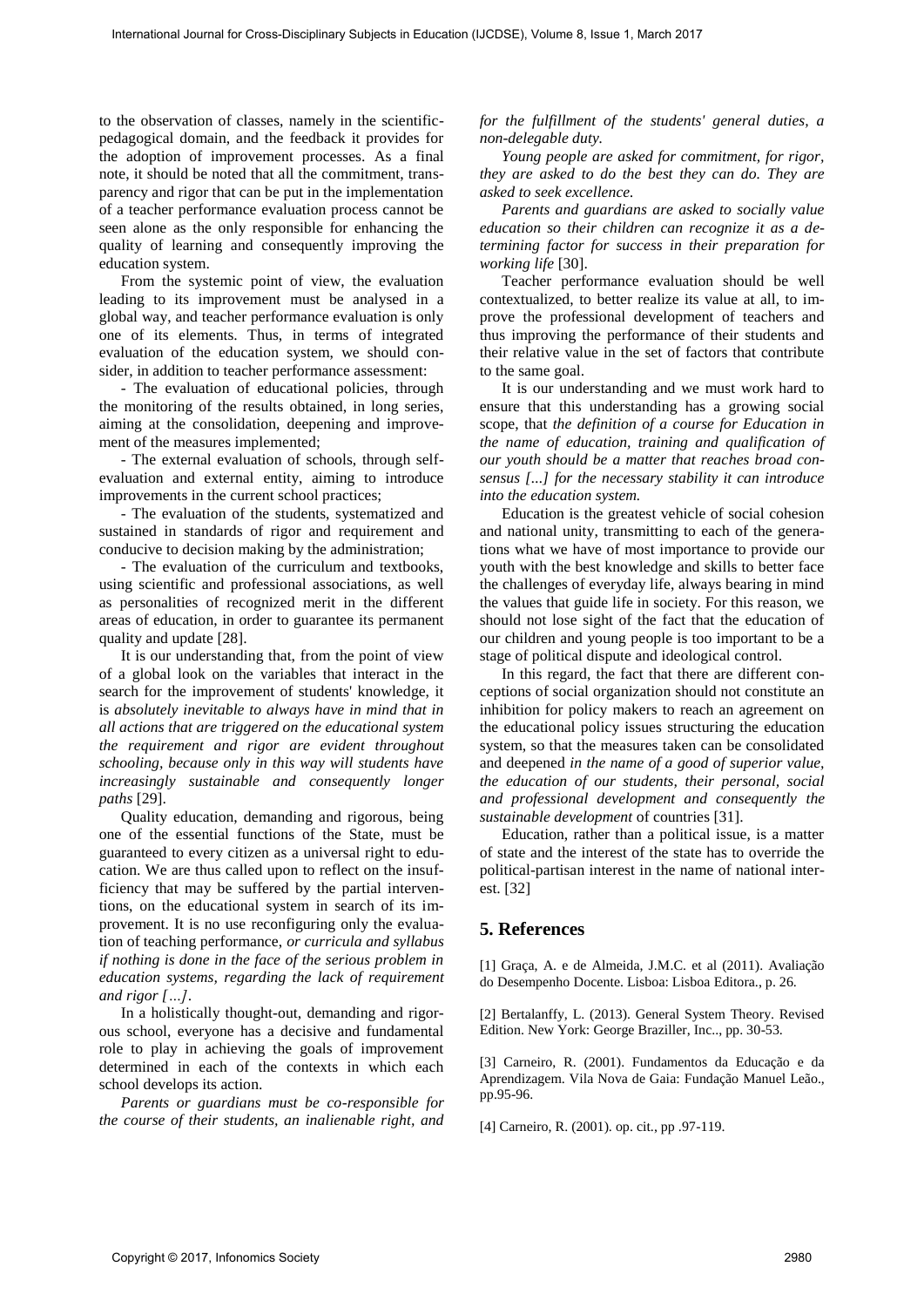to the observation of classes, namely in the scientific-pedagogical domain, and the feedback it provides for the adoption of improvement processes. As a final note, it should be noted that all the commitment, transparency and rigor that can be put in the implementation of a teacher performance evaluation process cannot be seen alone as the only responsible for enhancing the quality of learning and consequently improving the education system.

From the systemic point of view, the evaluation leading to its improvement must be analysed in a global way, and teacher performance evaluation is only one of its elements. Thus, in terms of integrated evaluation of the education system, we should consider, in addition to teacher performance assessment:

- The evaluation of educational policies, through the monitoring of the results obtained, in long series, aiming at the consolidation, deepening and improvement of the measures implemented;

- The external evaluation of schools, through self-evaluation and external entity, aiming to introduce improvements in the current school practices;

- The evaluation of the students, systematized and sustained in standards of rigor and requirement and conducive to decision making by the administration;

- The evaluation of the curriculum and textbooks, using scientific and professional associations, as well as personalities of recognized merit in the different areas of education, in order to guarantee its permanent quality and update [28].

It is our understanding that, from the point of view of a global look on the variables that interact in the search for the improvement of students' knowledge, it is *absolutely inevitable to always have in mind that in all actions that are triggered on the educational system the requirement and rigor are evident throughout schooling, because only in this way will students have increasingly sustainable and consequently longer paths* [29].

Quality education, demanding and rigorous, being one of the essential functions of the State, must be guaranteed to every citizen as a universal right to education. We are thus called upon to reflect on the insufficiency that may be suffered by the partial interventions, on the educational system in search of its improvement. It is no use reconfiguring only the evaluation of teaching performance, *or curricula and syllabus if nothing is done in the face of the serious problem in education systems, regarding the lack of requirement and rigor […]*.

In a holistically thought-out, demanding and rigorous school, everyone has a decisive and fundamental role to play in achieving the goals of improvement determined in each of the contexts in which each school develops its action.

*Parents or guardians must be co-responsible for the course of their students, an inalienable right, and for the fulfillment of the students' general duties, a non-delegable duty.*

*Young people are asked for commitment, for rigor, they are asked to do the best they can do. They are asked to seek excellence.*

*Parents and guardians are asked to socially value education so their children can recognize it as a determining factor for success in their preparation for working life* [30].

Teacher performance evaluation should be well contextualized, to better realize its value at all, to improve the professional development of teachers and thus improving the performance of their students and their relative value in the set of factors that contribute to the same goal.

It is our understanding and we must work hard to ensure that this understanding has a growing social scope, that *the definition of a course for Education in the name of education, training and qualification of our youth should be a matter that reaches broad consensus [...] for the necessary stability it can introduce into the education system.*

Education is the greatest vehicle of social cohesion and national unity, transmitting to each of the generations what we have of most importance to provide our youth with the best knowledge and skills to better face the challenges of everyday life, always bearing in mind the values that guide life in society. For this reason, we should not lose sight of the fact that the education of our children and young people is too important to be a stage of political dispute and ideological control.

In this regard, the fact that there are different conceptions of social organization should not constitute an inhibition for policy makers to reach an agreement on the educational policy issues structuring the education system, so that the measures taken can be consolidated and deepened *in the name of a good of superior value, the education of our students, their personal, social and professional development and consequently the sustainable development* of countries [31].

Education, rather than a political issue, is a matter of state and the interest of the state has to override the political-partisan interest in the name of national interest. [32]

## 5. References

[1] Graça, A. e de Almeida, J.M.C. et al (2011). Avaliação do Desempenho Docente. Lisboa: Lisboa Editora., p. 26.

[2] Bertalanffy, L. (2013). General System Theory. Revised Edition. New York: George Braziller, Inc.., pp. 30-53.

[3] Carneiro, R. (2001). Fundamentos da Educação e da Aprendizagem. Vila Nova de Gaia: Fundação Manuel Leão., pp.95-96.

[4] Carneiro, R. (2001). op. cit., pp .97-119.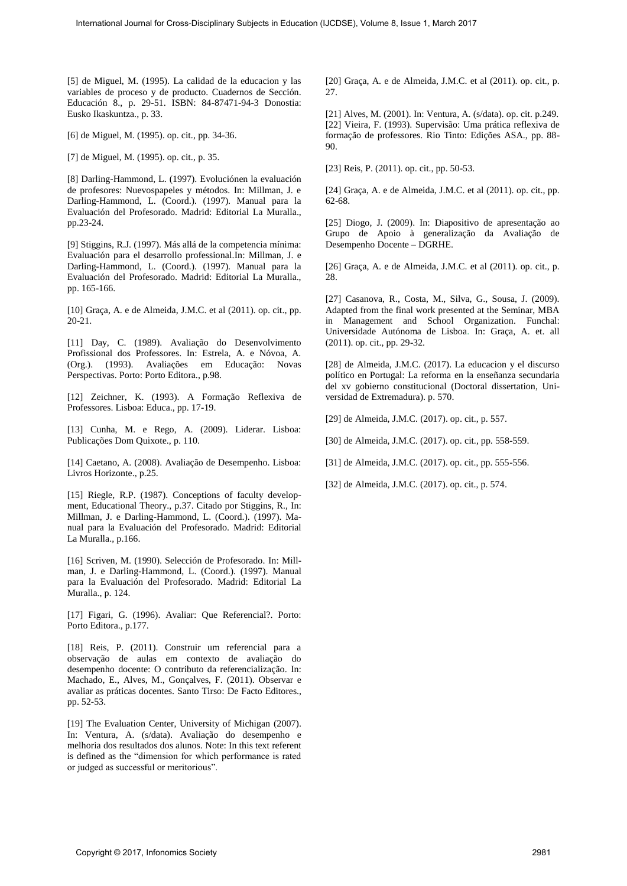[5] de Miguel, M. (1995). La calidad de la educacion y las variables de proceso y de producto. Cuadernos de Sección. Educación 8., p. 29-51. ISBN: 84-87471-94-3 Donostia: Eusko Ikaskuntza., p. 33.

[6] de Miguel, M. (1995). op. cit., pp. 34-36.

[7] de Miguel, M. (1995). op. cit., p. 35.

[8] Darling-Hammond, L. (1997). Evoluciónen la evaluación de profesores: Nuevospapeles y métodos. In: Millman, J. e Darling-Hammond, L. (Coord.). (1997). Manual para la Evaluación del Profesorado. Madrid: Editorial La Muralla., pp.23-24.

[9] Stiggins, R.J. (1997). Más allá de la competencia mínima: Evaluación para el desarrollo professional.In: Millman, J. e Darling-Hammond, L. (Coord.). (1997). Manual para la Evaluación del Profesorado. Madrid: Editorial La Muralla., pp. 165-166.

[10] Graça, A. e de Almeida, J.M.C. et al (2011). op. cit., pp. 20-21.

[11] Day, C. (1989). Avaliação do Desenvolvimento Profissional dos Professores. In: Estrela, A. e Nóvoa, A. (Org.). (1993). Avaliações em Educação: Novas Perspectivas. Porto: Porto Editora., p.98.

[12] Zeichner, K. (1993). A Formação Reflexiva de Professores. Lisboa: Educa., pp. 17-19.

[13] Cunha, M. e Rego, A. (2009). Liderar. Lisboa: Publicações Dom Quixote., p. 110.

[14] Caetano, A. (2008). Avaliação de Desempenho. Lisboa: Livros Horizonte., p.25.

[15] Riegle, R.P. (1987). Conceptions of faculty development, Educational Theory., p.37. Citado por Stiggins, R., In: Millman, J. e Darling-Hammond, L. (Coord.). (1997). Manual para la Evaluación del Profesorado. Madrid: Editorial La Muralla., p.166.

[16] Scriven, M. (1990). Selección de Profesorado. In: Millman, J. e Darling-Hammond, L. (Coord.). (1997). Manual para la Evaluación del Profesorado. Madrid: Editorial La Muralla., p. 124.

[17] Figari, G. (1996). Avaliar: Que Referencial?. Porto: Porto Editora., p.177.

[18] Reis, P. (2011). Construir um referencial para a observação de aulas em contexto de avaliação do desempenho docente: O contributo da referencialização. In: Machado, E., Alves, M., Gonçalves, F. (2011). Observar e avaliar as práticas docentes. Santo Tirso: De Facto Editores., pp. 52-53.

[19] The Evaluation Center, University of Michigan (2007). In: Ventura, A. (s/data). Avaliação do desempenho e melhoria dos resultados dos alunos. Note: In this text referent is defined as the "dimension for which performance is rated or judged as successful or meritorious".

[20] Graça, A. e de Almeida, J.M.C. et al (2011). op. cit., p. 27.

[21] Alves, M. (2001). In: Ventura, A. (s/data). op. cit. p.249.
[22] Vieira, F. (1993). Supervisão: Uma prática reflexiva de formação de professores. Rio Tinto: Edições ASA., pp. 88-90.

[23] Reis, P. (2011). op. cit., pp. 50-53.

[24] Graça, A. e de Almeida, J.M.C. et al (2011). op. cit., pp. 62-68.

[25] Diogo, J. (2009). In: Diapositivo de apresentação ao Grupo de Apoio à generalização da Avaliação de Desempenho Docente – DGRHE.

[26] Graça, A. e de Almeida, J.M.C. et al (2011). op. cit., p. 28.

[27] Casanova, R., Costa, M., Silva, G., Sousa, J. (2009). Adapted from the final work presented at the Seminar, MBA in Management and School Organization. Funchal: Universidade Autónoma de Lisboa. In: Graça, A. et. all (2011). op. cit., pp. 29-32.

[28] de Almeida, J.M.C. (2017). La educacion y el discurso político en Portugal: La reforma en la enseñanza secundaria del xv gobierno constitucional (Doctoral dissertation, Universidad de Extremadura). p. 570.

[29] de Almeida, J.M.C. (2017). op. cit., p. 557.

[30] de Almeida, J.M.C. (2017). op. cit., pp. 558-559.

[31] de Almeida, J.M.C. (2017). op. cit., pp. 555-556.

[32] de Almeida, J.M.C. (2017). op. cit., p. 574.